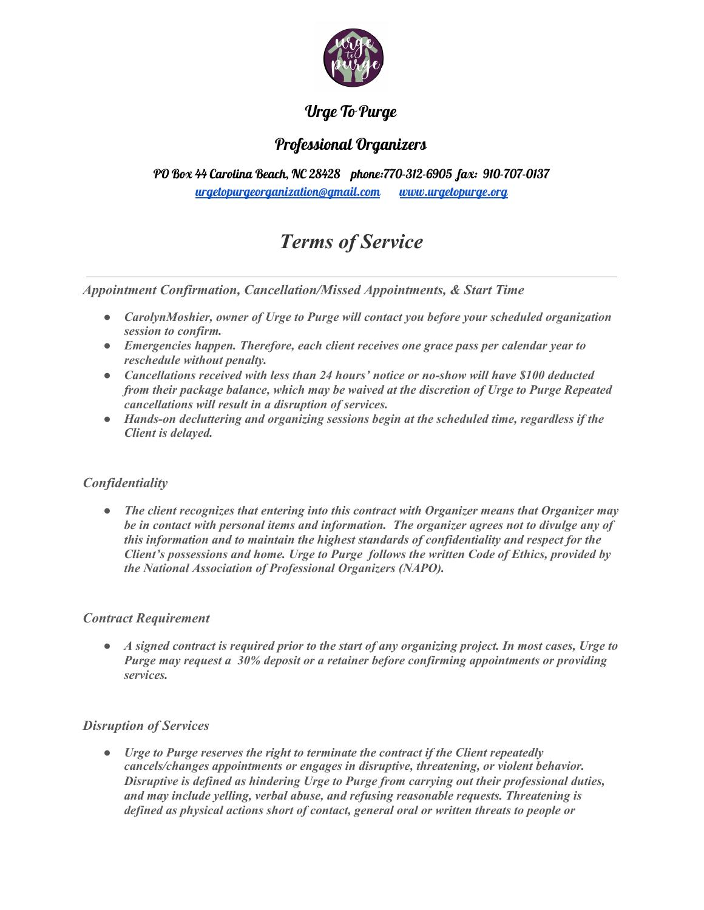# Urge To Purge

## Professional Organizers

**PO Box 44 Carolina Beach, NC 28428 phone:770-312-6905 fax: 910-707-0137**

urgetopurgeorganization@gmail.com www.urgetopurge.org

# *Terms of Service*

---

### *Appointment Confirmation, Cancellation/Missed Appointments, & Start Time*

- ***CarolynMoshier, owner of Urge to Purge will contact you before your scheduled organization session to confirm.***
- ***Emergencies happen. Therefore, each client receives one grace pass per calendar year to reschedule without penalty.***
- ***Cancellations received with less than 24 hours' notice or no-show will have $100 deducted from their package balance, which may be waived at the discretion of Urge to Purge Repeated cancellations will result in a disruption of services.***
- ***Hands-on decluttering and organizing sessions begin at the scheduled time, regardless if the Client is delayed.***

### *Confidentiality*

- ***The client recognizes that entering into this contract with Organizer means that Organizer may be in contact with personal items and information. The organizer agrees not to divulge any of this information and to maintain the highest standards of confidentiality and respect for the Client's possessions and home. Urge to Purge follows the written Code of Ethics, provided by the National Association of Professional Organizers (NAPO).***

### *Contract Requirement*

- ***A signed contract is required prior to the start of any organizing project. In most cases, Urge to Purge may request a 30% deposit or a retainer before confirming appointments or providing services.***

### *Disruption of Services*

- ***Urge to Purge reserves the right to terminate the contract if the Client repeatedly cancels/changes appointments or engages in disruptive, threatening, or violent behavior. Disruptive is defined as hindering Urge to Purge from carrying out their professional duties, and may include yelling, verbal abuse, and refusing reasonable requests. Threatening is defined as physical actions short of contact, general oral or written threats to people or***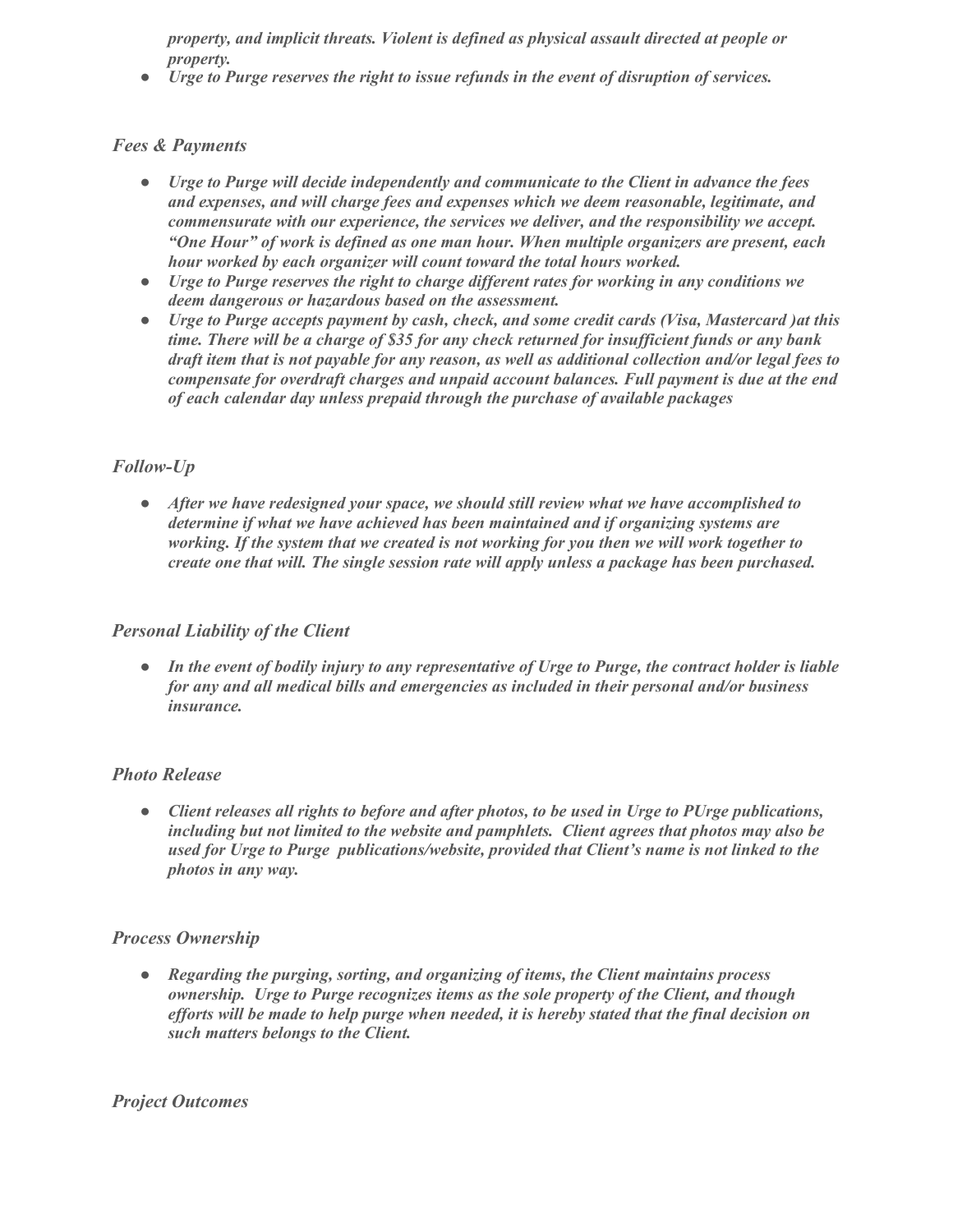*property, and implicit threats. Violent is defined as physical assault directed at people or property.*

- ***Urge to Purge reserves the right to issue refunds in the event of disruption of services.***

### *Fees & Payments*

- ***Urge to Purge will decide independently and communicate to the Client in advance the fees and expenses, and will charge fees and expenses which we deem reasonable, legitimate, and commensurate with our experience, the services we deliver, and the responsibility we accept. "One Hour" of work is defined as one man hour. When multiple organizers are present, each hour worked by each organizer will count toward the total hours worked.***
- ***Urge to Purge reserves the right to charge different rates for working in any conditions we deem dangerous or hazardous based on the assessment.***
- ***Urge to Purge accepts payment by cash, check, and some credit cards (Visa, Mastercard )at this time. There will be a charge of $35 for any check returned for insufficient funds or any bank draft item that is not payable for any reason, as well as additional collection and/or legal fees to compensate for overdraft charges and unpaid account balances. Full payment is due at the end of each calendar day unless prepaid through the purchase of available packages***

### *Follow-Up*

- ***After we have redesigned your space, we should still review what we have accomplished to determine if what we have achieved has been maintained and if organizing systems are working. If the system that we created is not working for you then we will work together to create one that will. The single session rate will apply unless a package has been purchased.***

### *Personal Liability of the Client*

- ***In the event of bodily injury to any representative of Urge to Purge, the contract holder is liable for any and all medical bills and emergencies as included in their personal and/or business insurance.***

### *Photo Release*

- ***Client releases all rights to before and after photos, to be used in Urge to PUrge publications, including but not limited to the website and pamphlets. Client agrees that photos may also be used for Urge to Purge publications/website, provided that Client's name is not linked to the photos in any way.***

### *Process Ownership*

- ***Regarding the purging, sorting, and organizing of items, the Client maintains process ownership. Urge to Purge recognizes items as the sole property of the Client, and though efforts will be made to help purge when needed, it is hereby stated that the final decision on such matters belongs to the Client.***

### *Project Outcomes*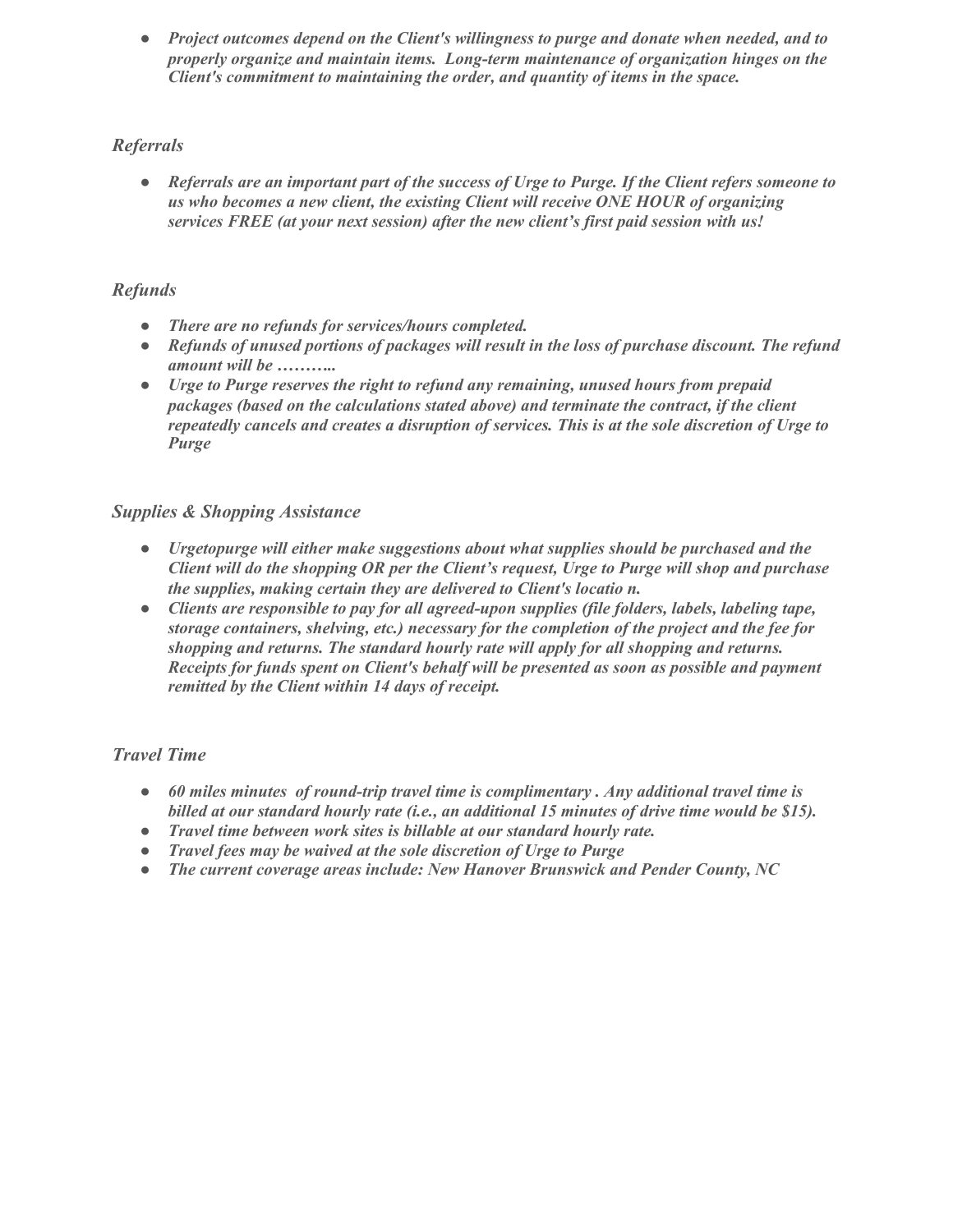- ***Project outcomes depend on the Client's willingness to purge and donate when needed, and to properly organize and maintain items.  Long-term maintenance of organization hinges on the Client's commitment to maintaining the order, and quantity of items in the space.***

### *Referrals*

- ***Referrals are an important part of the success of Urge to Purge. If the Client refers someone to us who becomes a new client, the existing Client will receive ONE HOUR of organizing services FREE (at your next session) after the new client's first paid session with us!***

### *Refunds*

- ***There are no refunds for services/hours completed.***
- ***Refunds of unused portions of packages will result in the loss of purchase discount. The refund amount will be ………..***
- ***Urge to Purge reserves the right to refund any remaining, unused hours from prepaid packages (based on the calculations stated above) and terminate the contract, if the client repeatedly cancels and creates a disruption of services. This is at the sole discretion of Urge to Purge***

### *Supplies & Shopping Assistance*

- ***Urgetopurge will either make suggestions about what supplies should be purchased and the Client will do the shopping OR per the Client's request, Urge to Purge will shop and purchase the supplies, making certain they are delivered to Client's locatio n.***
- ***Clients are responsible to pay for all agreed-upon supplies (file folders, labels, labeling tape, storage containers, shelving, etc.) necessary for the completion of the project and the fee for shopping and returns. The standard hourly rate will apply for all shopping and returns. Receipts for funds spent on Client's behalf will be presented as soon as possible and payment remitted by the Client within 14 days of receipt.***

### *Travel Time*

- ***60 miles minutes  of round-trip travel time is complimentary . Any additional travel time is billed at our standard hourly rate (i.e., an additional 15 minutes of drive time would be $15).***
- ***Travel time between work sites is billable at our standard hourly rate.***
- ***Travel fees may be waived at the sole discretion of Urge to Purge***
- ***The current coverage areas include: New Hanover Brunswick and Pender County, NC***